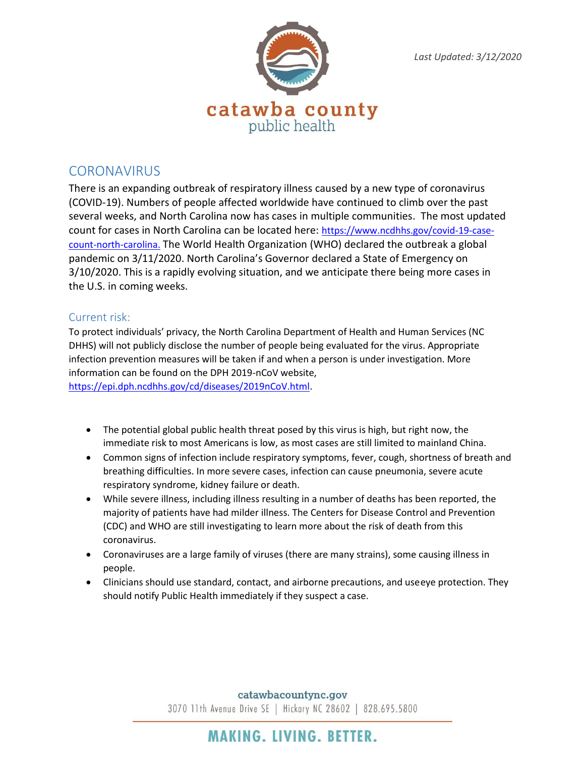*Last Updated: 3/12/2020*

catawba county
public health

## CORONAVIRUS

There is an expanding outbreak of respiratory illness caused by a new type of coronavirus (COVID-19). Numbers of people affected worldwide have continued to climb over the past several weeks, and North Carolina now has cases in multiple communities. The most updated count for cases in North Carolina can be located here: https://www.ncdhhs.gov/covid-19-case-count-north-carolina. The World Health Organization (WHO) declared the outbreak a global pandemic on 3/11/2020. North Carolina's Governor declared a State of Emergency on 3/10/2020. This is a rapidly evolving situation, and we anticipate there being more cases in the U.S. in coming weeks.

### Current risk:

To protect individuals' privacy, the North Carolina Department of Health and Human Services (NC DHHS) will not publicly disclose the number of people being evaluated for the virus. Appropriate infection prevention measures will be taken if and when a person is under investigation. More information can be found on the DPH 2019-nCoV website, https://epi.dph.ncdhhs.gov/cd/diseases/2019nCoV.html.

- The potential global public health threat posed by this virus is high, but right now, the immediate risk to most Americans is low, as most cases are still limited to mainland China.
- Common signs of infection include respiratory symptoms, fever, cough, shortness of breath and breathing difficulties. In more severe cases, infection can cause pneumonia, severe acute respiratory syndrome, kidney failure or death.
- While severe illness, including illness resulting in a number of deaths has been reported, the majority of patients have had milder illness. The Centers for Disease Control and Prevention (CDC) and WHO are still investigating to learn more about the risk of death from this coronavirus.
- Coronaviruses are a large family of viruses (there are many strains), some causing illness in people.
- Clinicians should use standard, contact, and airborne precautions, and useeye protection. They should notify Public Health immediately if they suspect a case.

catawbacountync.gov
3070 11th Avenue Drive SE | Hickory NC 28602 | 828.695.5800

MAKING. LIVING. BETTER.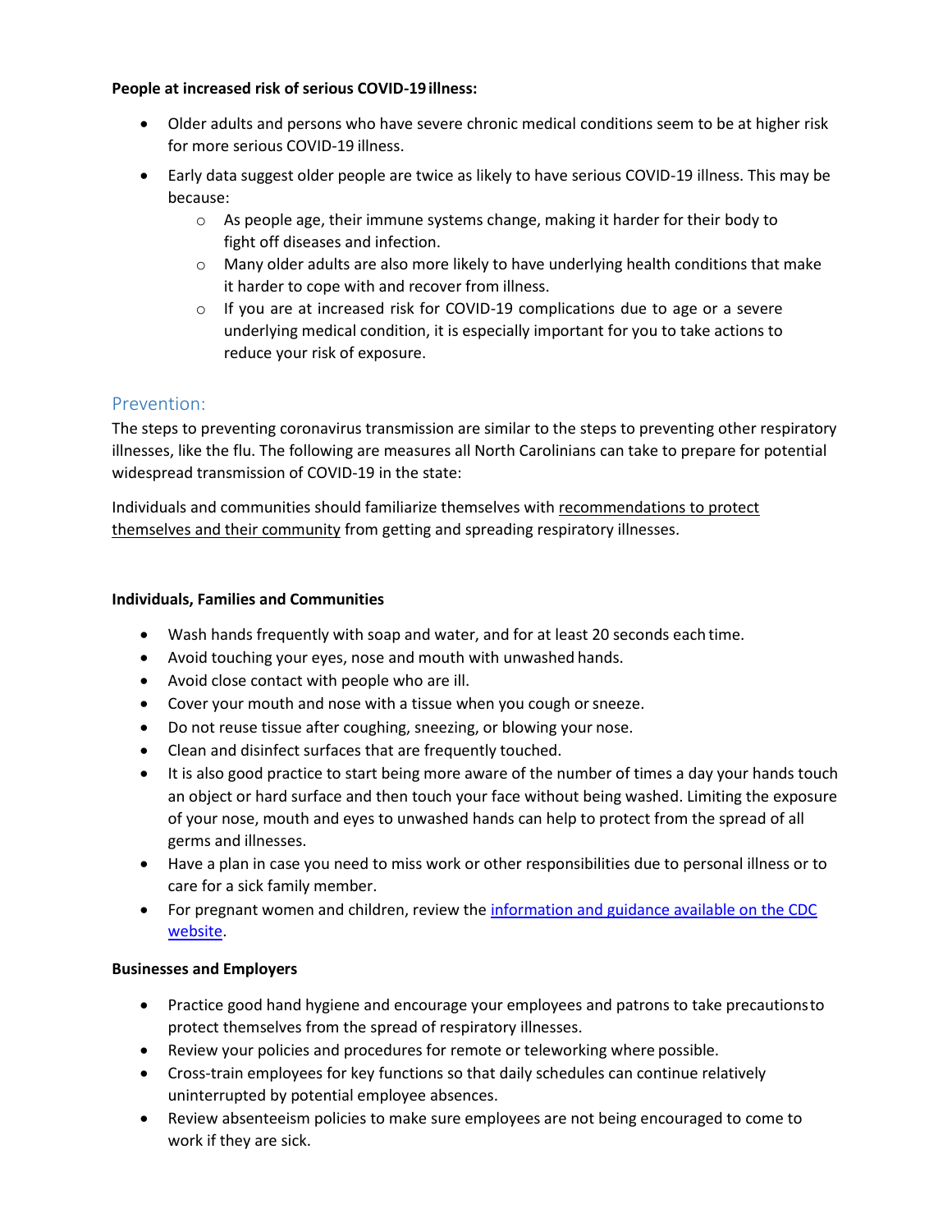**People at increased risk of serious COVID-19 illness:**

- Older adults and persons who have severe chronic medical conditions seem to be at higher risk for more serious COVID-19 illness.
- Early data suggest older people are twice as likely to have serious COVID-19 illness. This may be because:
  - As people age, their immune systems change, making it harder for their body to fight off diseases and infection.
  - Many older adults are also more likely to have underlying health conditions that make it harder to cope with and recover from illness.
  - If you are at increased risk for COVID-19 complications due to age or a severe underlying medical condition, it is especially important for you to take actions to reduce your risk of exposure.

## Prevention:

The steps to preventing coronavirus transmission are similar to the steps to preventing other respiratory illnesses, like the flu. The following are measures all North Carolinians can take to prepare for potential widespread transmission of COVID-19 in the state:

Individuals and communities should familiarize themselves with recommendations to protect themselves and their community from getting and spreading respiratory illnesses.

**Individuals, Families and Communities**

- Wash hands frequently with soap and water, and for at least 20 seconds each time.
- Avoid touching your eyes, nose and mouth with unwashed hands.
- Avoid close contact with people who are ill.
- Cover your mouth and nose with a tissue when you cough or sneeze.
- Do not reuse tissue after coughing, sneezing, or blowing your nose.
- Clean and disinfect surfaces that are frequently touched.
- It is also good practice to start being more aware of the number of times a day your hands touch an object or hard surface and then touch your face without being washed. Limiting the exposure of your nose, mouth and eyes to unwashed hands can help to protect from the spread of all germs and illnesses.
- Have a plan in case you need to miss work or other responsibilities due to personal illness or to care for a sick family member.
- For pregnant women and children, review the information and guidance available on the CDC website.

**Businesses and Employers**

- Practice good hand hygiene and encourage your employees and patrons to take precautions to protect themselves from the spread of respiratory illnesses.
- Review your policies and procedures for remote or teleworking where possible.
- Cross-train employees for key functions so that daily schedules can continue relatively uninterrupted by potential employee absences.
- Review absenteeism policies to make sure employees are not being encouraged to come to work if they are sick.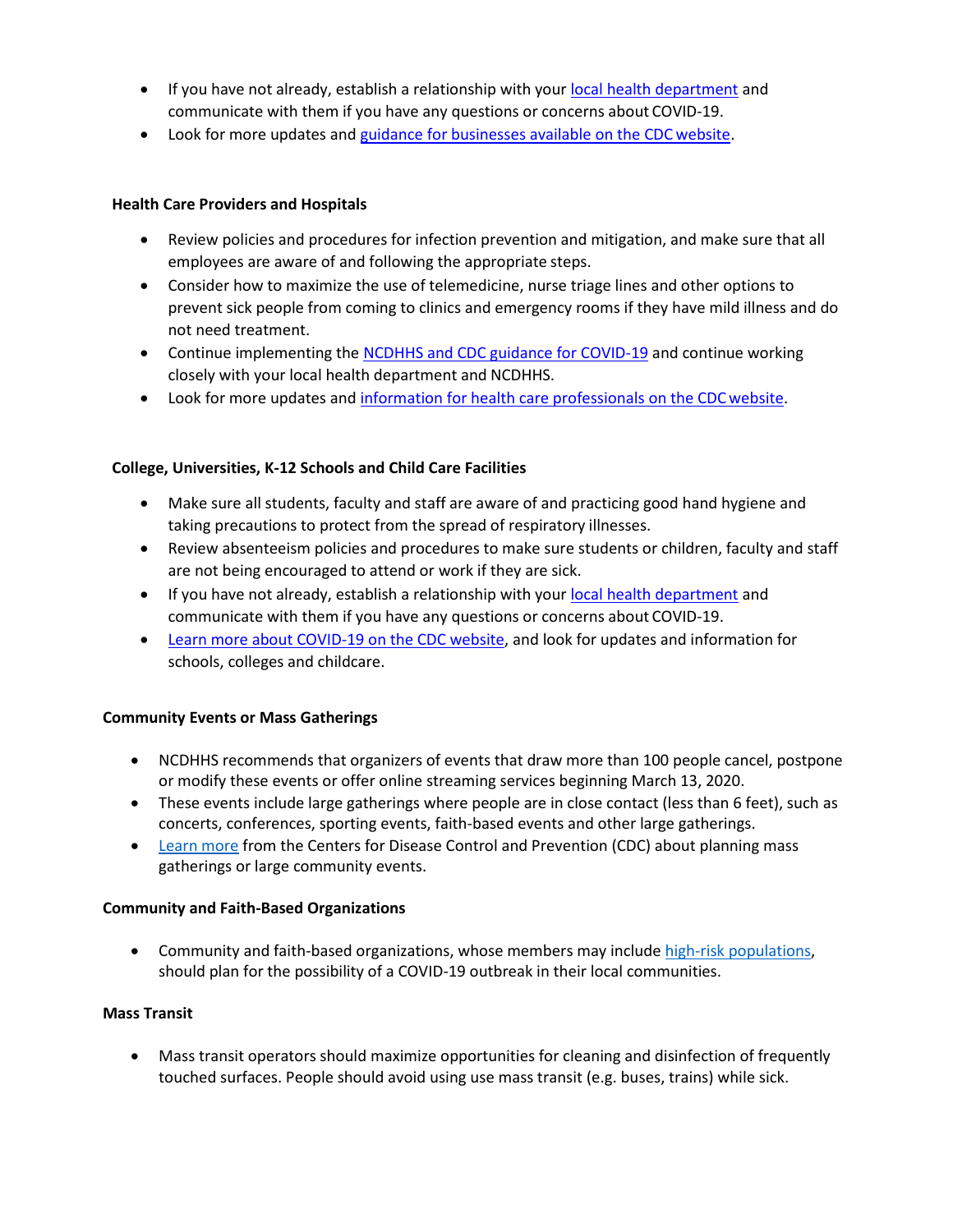- If you have not already, establish a relationship with your local health department and communicate with them if you have any questions or concerns about COVID-19.
- Look for more updates and guidance for businesses available on the CDC website.

**Health Care Providers and Hospitals**

- Review policies and procedures for infection prevention and mitigation, and make sure that all employees are aware of and following the appropriate steps.
- Consider how to maximize the use of telemedicine, nurse triage lines and other options to prevent sick people from coming to clinics and emergency rooms if they have mild illness and do not need treatment.
- Continue implementing the NCDHHS and CDC guidance for COVID-19 and continue working closely with your local health department and NCDHHS.
- Look for more updates and information for health care professionals on the CDC website.

**College, Universities, K-12 Schools and Child Care Facilities**

- Make sure all students, faculty and staff are aware of and practicing good hand hygiene and taking precautions to protect from the spread of respiratory illnesses.
- Review absenteeism policies and procedures to make sure students or children, faculty and staff are not being encouraged to attend or work if they are sick.
- If you have not already, establish a relationship with your local health department and communicate with them if you have any questions or concerns about COVID-19.
- Learn more about COVID-19 on the CDC website, and look for updates and information for schools, colleges and childcare.

**Community Events or Mass Gatherings**

- NCDHHS recommends that organizers of events that draw more than 100 people cancel, postpone or modify these events or offer online streaming services beginning March 13, 2020.
- These events include large gatherings where people are in close contact (less than 6 feet), such as concerts, conferences, sporting events, faith-based events and other large gatherings.
- Learn more from the Centers for Disease Control and Prevention (CDC) about planning mass gatherings or large community events.

**Community and Faith-Based Organizations**

- Community and faith-based organizations, whose members may include high-risk populations, should plan for the possibility of a COVID-19 outbreak in their local communities.

**Mass Transit**

- Mass transit operators should maximize opportunities for cleaning and disinfection of frequently touched surfaces. People should avoid using use mass transit (e.g. buses, trains) while sick.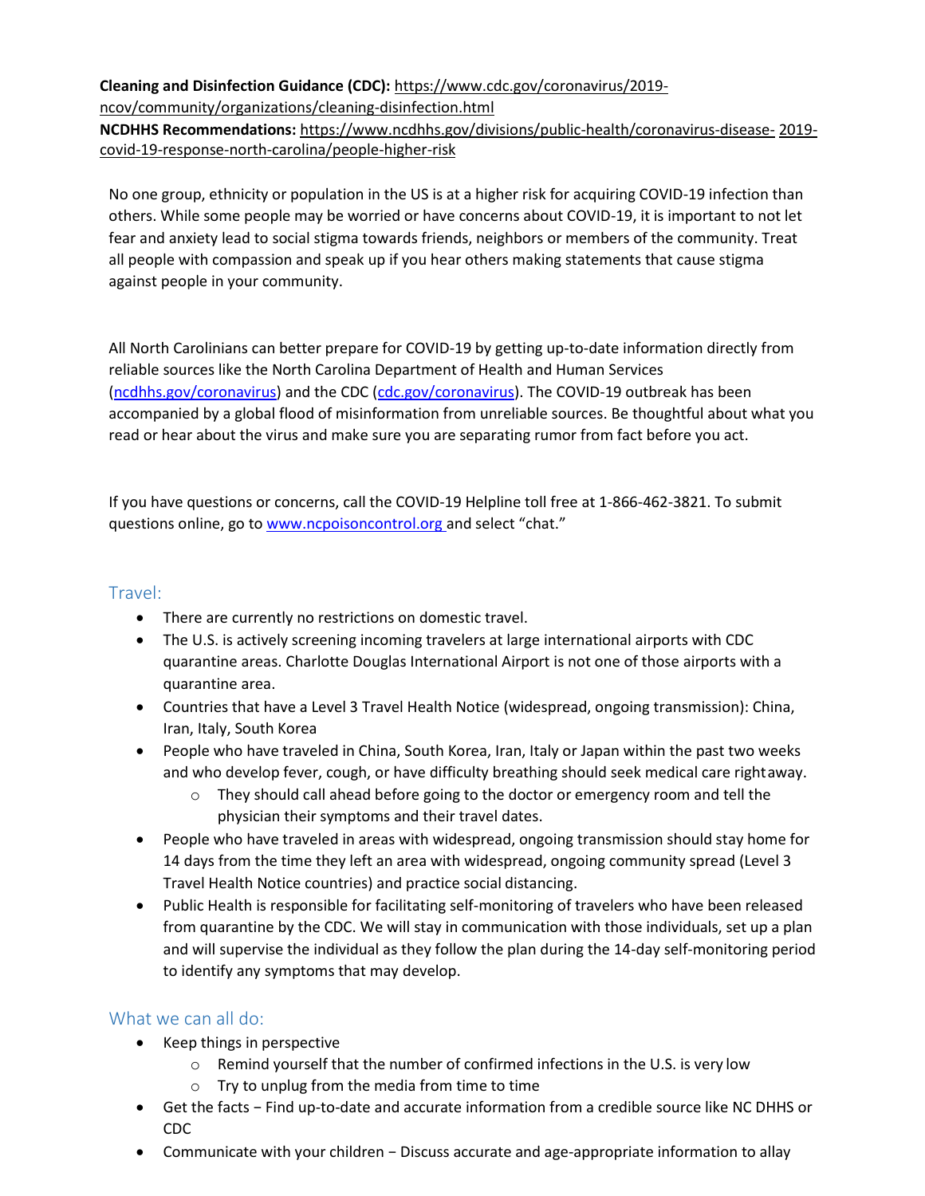**Cleaning and Disinfection Guidance (CDC):** https://www.cdc.gov/coronavirus/2019-ncov/community/organizations/cleaning-disinfection.html
**NCDHHS Recommendations:** https://www.ncdhhs.gov/divisions/public-health/coronavirus-disease-2019-covid-19-response-north-carolina/people-higher-risk

No one group, ethnicity or population in the US is at a higher risk for acquiring COVID-19 infection than others. While some people may be worried or have concerns about COVID-19, it is important to not let fear and anxiety lead to social stigma towards friends, neighbors or members of the community. Treat all people with compassion and speak up if you hear others making statements that cause stigma against people in your community.

All North Carolinians can better prepare for COVID-19 by getting up-to-date information directly from reliable sources like the North Carolina Department of Health and Human Services ([ncdhhs.gov/coronavirus](ncdhhs.gov/coronavirus)) and the CDC ([cdc.gov/coronavirus](cdc.gov/coronavirus)). The COVID-19 outbreak has been accompanied by a global flood of misinformation from unreliable sources. Be thoughtful about what you read or hear about the virus and make sure you are separating rumor from fact before you act.

If you have questions or concerns, call the COVID-19 Helpline toll free at 1-866-462-3821. To submit questions online, go to [www.ncpoisoncontrol.org](www.ncpoisoncontrol.org) and select "chat."

## Travel:

- There are currently no restrictions on domestic travel.
- The U.S. is actively screening incoming travelers at large international airports with CDC quarantine areas. Charlotte Douglas International Airport is not one of those airports with a quarantine area.
- Countries that have a Level 3 Travel Health Notice (widespread, ongoing transmission): China, Iran, Italy, South Korea
- People who have traveled in China, South Korea, Iran, Italy or Japan within the past two weeks and who develop fever, cough, or have difficulty breathing should seek medical care right away.
  - They should call ahead before going to the doctor or emergency room and tell the physician their symptoms and their travel dates.
- People who have traveled in areas with widespread, ongoing transmission should stay home for 14 days from the time they left an area with widespread, ongoing community spread (Level 3 Travel Health Notice countries) and practice social distancing.
- Public Health is responsible for facilitating self-monitoring of travelers who have been released from quarantine by the CDC. We will stay in communication with those individuals, set up a plan and will supervise the individual as they follow the plan during the 14-day self-monitoring period to identify any symptoms that may develop.

## What we can all do:

- Keep things in perspective
  - Remind yourself that the number of confirmed infections in the U.S. is very low
  - Try to unplug from the media from time to time
- Get the facts − Find up-to-date and accurate information from a credible source like NC DHHS or CDC
- Communicate with your children − Discuss accurate and age-appropriate information to allay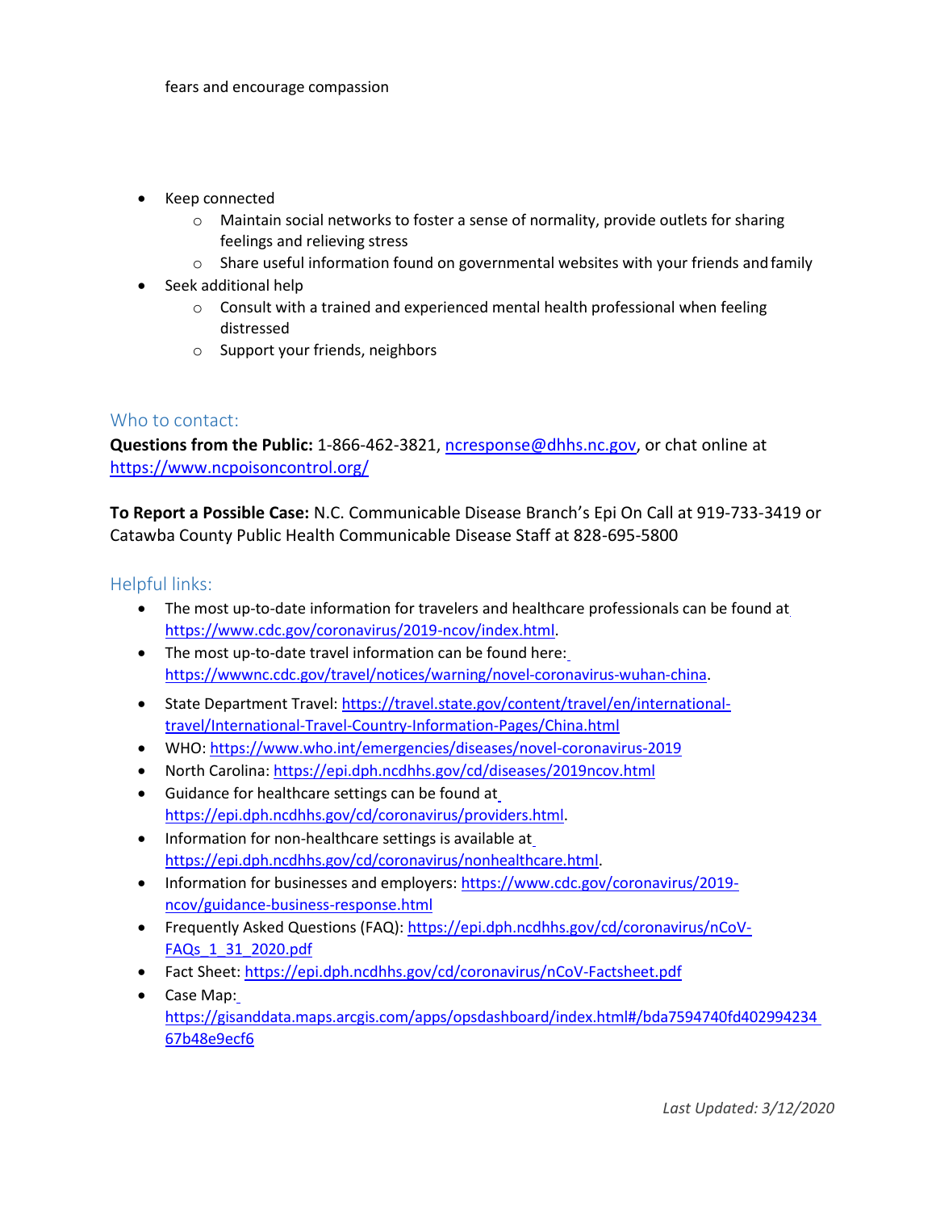fears and encourage compassion

- Keep connected
  - Maintain social networks to foster a sense of normality, provide outlets for sharing feelings and relieving stress
  - Share useful information found on governmental websites with your friends and family
- Seek additional help
  - Consult with a trained and experienced mental health professional when feeling distressed
  - Support your friends, neighbors

## Who to contact:

**Questions from the Public:** 1-866-462-3821, ncresponse@dhhs.nc.gov, or chat online at https://www.ncpoisoncontrol.org/

**To Report a Possible Case:** N.C. Communicable Disease Branch's Epi On Call at 919-733-3419 or Catawba County Public Health Communicable Disease Staff at 828-695-5800

## Helpful links:

- The most up-to-date information for travelers and healthcare professionals can be found at https://www.cdc.gov/coronavirus/2019-ncov/index.html.
- The most up-to-date travel information can be found here: https://wwwnc.cdc.gov/travel/notices/warning/novel-coronavirus-wuhan-china.
- State Department Travel: https://travel.state.gov/content/travel/en/international-travel/International-Travel-Country-Information-Pages/China.html
- WHO: https://www.who.int/emergencies/diseases/novel-coronavirus-2019
- North Carolina: https://epi.dph.ncdhhs.gov/cd/diseases/2019ncov.html
- Guidance for healthcare settings can be found at https://epi.dph.ncdhhs.gov/cd/coronavirus/providers.html.
- Information for non-healthcare settings is available at https://epi.dph.ncdhhs.gov/cd/coronavirus/nonhealthcare.html.
- Information for businesses and employers: https://www.cdc.gov/coronavirus/2019-ncov/guidance-business-response.html
- Frequently Asked Questions (FAQ): https://epi.dph.ncdhhs.gov/cd/coronavirus/nCoV-FAQs_1_31_2020.pdf
- Fact Sheet: https://epi.dph.ncdhhs.gov/cd/coronavirus/nCoV-Factsheet.pdf
- Case Map: https://gisanddata.maps.arcgis.com/apps/opsdashboard/index.html#/bda7594740fd40299423467b48e9ecf6

*Last Updated: 3/12/2020*